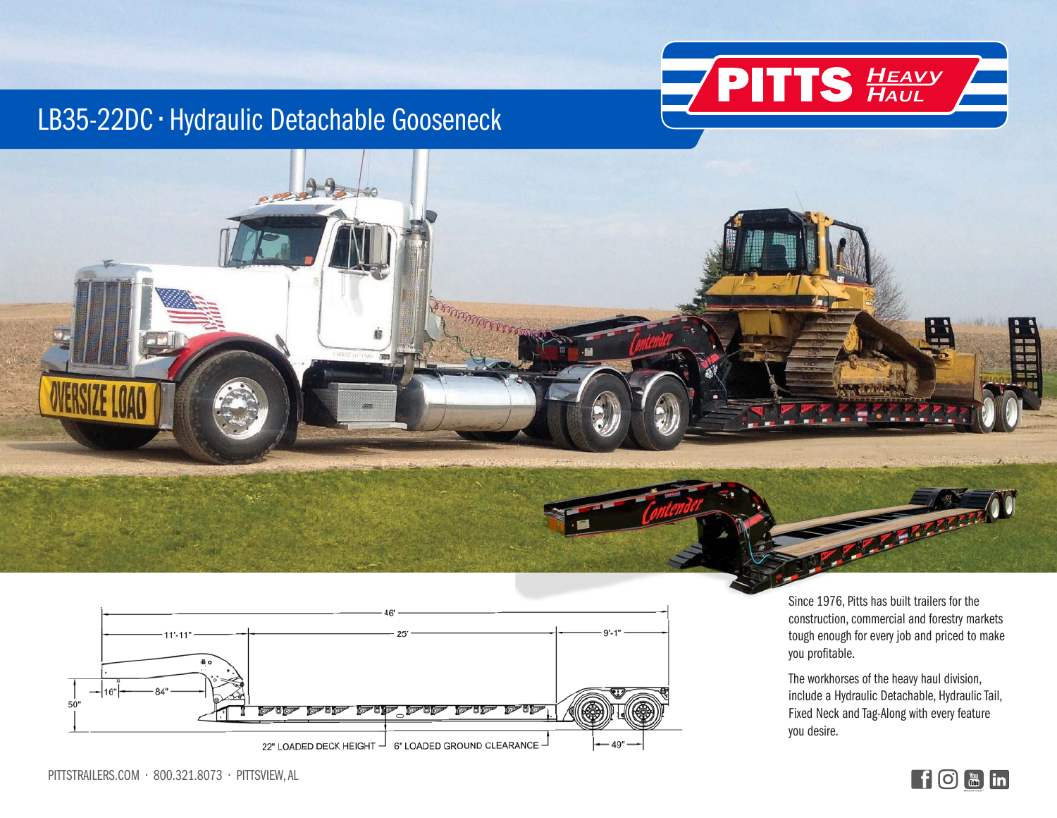# LB35-22DC · Hydraulic Detachable Gooseneck

PITTS HEAVY HAUL

46'

11'-11" | 25' | 9'-1"

16" | 84"

50"

22" LOADED DECK HEIGHT | 6" LOADED GROUND CLEARANCE | 49"

Since 1976, Pitts has built trailers for the construction, commercial and forestry markets tough enough for every job and priced to make you profitable.

The workhorses of the heavy haul division, include a Hydraulic Detachable, Hydraulic Tail, Fixed Neck and Tag-Along with every feature you desire.

PITTSTRAILERS.COM · 800.321.8073 · PITTSVIEW, AL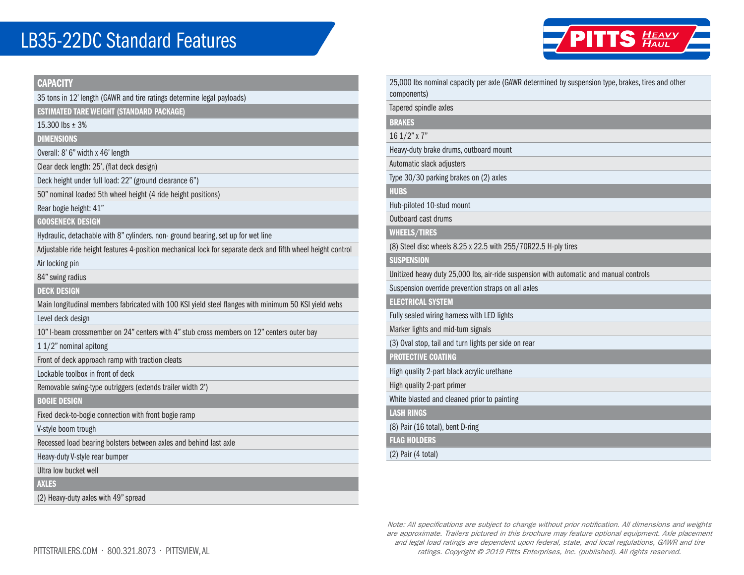# LB35-22DC Standard Features

## CAPACITY

35 tons in 12' length (GAWR and tire ratings determine legal payloads)

## ESTIMATED TARE WEIGHT (STANDARD PACKAGE)

15.300 lbs ± 3%

## DIMENSIONS

Overall: 8' 6" width x 46' length

Clear deck length: 25', (flat deck design)

Deck height under full load: 22" (ground clearance 6")

50" nominal loaded 5th wheel height (4 ride height positions)

Rear bogie height: 41"

## GOOSENECK DESIGN

Hydraulic, detachable with 8" cylinders. non- ground bearing, set up for wet line

Adjustable ride height features 4-position mechanical lock for separate deck and fifth wheel height control

Air locking pin

84" swing radius

## DECK DESIGN

Main longitudinal members fabricated with 100 KSI yield steel flanges with minimum 50 KSI yield webs

Level deck design

10" I-beam crossmember on 24" centers with 4" stub cross members on 12" centers outer bay

1 1/2" nominal apitong

Front of deck approach ramp with traction cleats

Lockable toolbox in front of deck

Removable swing-type outriggers (extends trailer width 2')

## BOGIE DESIGN

Fixed deck-to-bogie connection with front bogie ramp

V-style boom trough

Recessed load bearing bolsters between axles and behind last axle

Heavy-duty V-style rear bumper

Ultra low bucket well

## AXLES

(2) Heavy-duty axles with 49" spread

25,000 lbs nominal capacity per axle (GAWR determined by suspension type, brakes, tires and other components)

Tapered spindle axles

## BRAKES

16 1/2" x 7"

Heavy-duty brake drums, outboard mount

Automatic slack adjusters

Type 30/30 parking brakes on (2) axles

## HUBS

Hub-piloted 10-stud mount

Outboard cast drums

## WHEELS/TIRES

(8) Steel disc wheels 8.25 x 22.5 with 255/70R22.5 H-ply tires

## SUSPENSION

Unitized heavy duty 25,000 lbs, air-ride suspension with automatic and manual controls

Suspension override prevention straps on all axles

## ELECTRICAL SYSTEM

Fully sealed wiring harness with LED lights

Marker lights and mid-turn signals

(3) Oval stop, tail and turn lights per side on rear

## PROTECTIVE COATING

High quality 2-part black acrylic urethane

High quality 2-part primer

White blasted and cleaned prior to painting

## LASH RINGS

(8) Pair (16 total), bent D-ring

## FLAG HOLDERS

(2) Pair (4 total)

PITTSTRAILERS.COM · 800.321.8073 · PITTSVIEW, AL

*Note: All specifications are subject to change without prior notification. All dimensions and weights are approximate. Trailers pictured in this brochure may feature optional equipment. Axle placement and legal load ratings are dependent upon federal, state, and local regulations, GAWR and tire ratings. Copyright © 2019 Pitts Enterprises, Inc. (published). All rights reserved.*